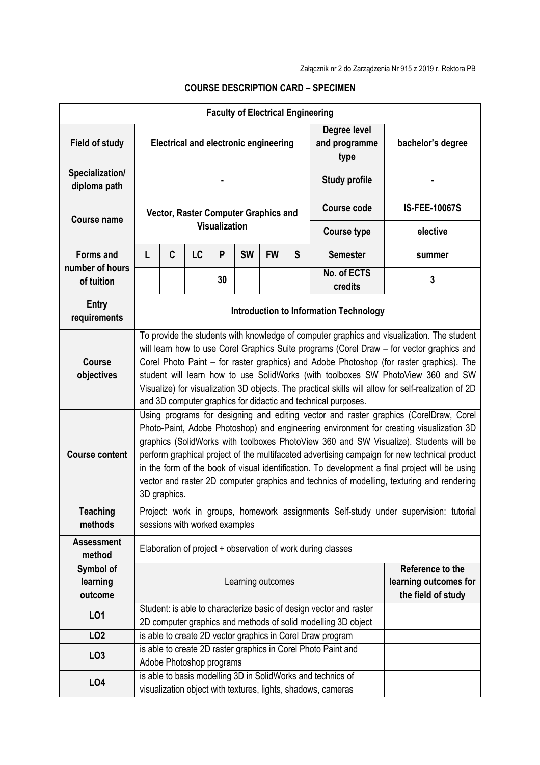Załącznik nr 2 do Zarządzenia Nr 915 z 2019 r. Rektora PB

**COURSE DESCRIPTION CARD – SPECIMEN**

| **Faculty of Electrical Engineering** | | | | | | | | | |
|---|---|---|---|---|---|---|---|---|---|
| **Field of study** | **Electrical and electronic engineering** | | | | | | | **Degree level and programme type** | **bachelor's degree** |
| **Specialization/ diploma path** | **-** | | | | | | | **Study profile** | **-** |
| **Course name** | **Vector, Raster Computer Graphics and Visualization** | | | | | | | **Course code** | **IS-FEE-10067S** |
| | | | | | | | | **Course type** | **elective** |
| **Forms and number of hours of tuition** | **L** | **C** | **LC** | **P** | **SW** | **FW** | **S** | **Semester** | **summer** |
| | | | | **30** | | | | **No. of ECTS credits** | **3** |
| **Entry requirements** | **Introduction to Information Technology** | | | | | | | | |
| **Course objectives** | To provide the students with knowledge of computer graphics and visualization. The student will learn how to use Corel Graphics Suite programs (Corel Draw – for vector graphics and Corel Photo Paint – for raster graphics) and Adobe Photoshop (for raster graphics). The student will learn how to use SolidWorks (with toolboxes SW PhotoView 360 and SW Visualize) for visualization 3D objects. The practical skills will allow for self-realization of 2D and 3D computer graphics for didactic and technical purposes. | | | | | | | | |
| **Course content** | Using programs for designing and editing vector and raster graphics (CorelDraw, Corel Photo-Paint, Adobe Photoshop) and engineering environment for creating visualization 3D graphics (SolidWorks with toolboxes PhotoView 360 and SW Visualize). Students will be perform graphical project of the multifaceted advertising campaign for new technical product in the form of the book of visual identification. To development a final project will be using vector and raster 2D computer graphics and technics of modelling, texturing and rendering 3D graphics. | | | | | | | | |
| **Teaching methods** | Project: work in groups, homework assignments Self-study under supervision: tutorial sessions with worked examples | | | | | | | | |
| **Assessment method** | Elaboration of project + observation of work during classes | | | | | | | | |
| **Symbol of learning outcome** | Learning outcomes | | | | | | | | **Reference to the learning outcomes for the field of study** |
| **LO1** | Student: is able to characterize basic of design vector and raster 2D computer graphics and methods of solid modelling 3D object | | | | | | | | |
| **LO2** | is able to create 2D vector graphics in Corel Draw program | | | | | | | | |
| **LO3** | is able to create 2D raster graphics in Corel Photo Paint and Adobe Photoshop programs | | | | | | | | |
| **LO4** | is able to basis modelling 3D in SolidWorks and technics of visualization object with textures, lights, shadows, cameras | | | | | | | | |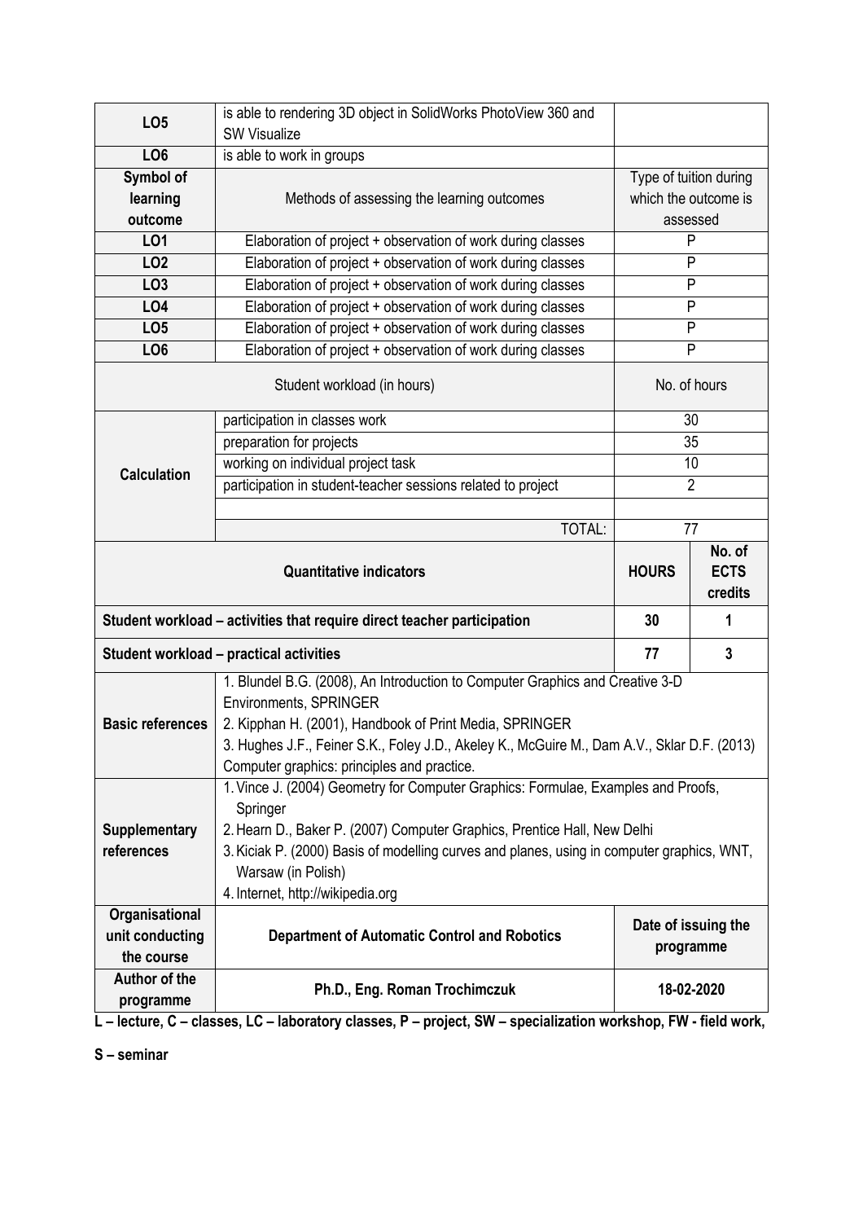| | | | |
|---|---|---|---|
| **LO5** | is able to rendering 3D object in SolidWorks PhotoView 360 and SW Visualize | | |
| **LO6** | is able to work in groups | | |
| **Symbol of learning outcome** | Methods of assessing the learning outcomes | Type of tuition during which the outcome is assessed | |
| **LO1** | Elaboration of project + observation of work during classes | P | |
| **LO2** | Elaboration of project + observation of work during classes | P | |
| **LO3** | Elaboration of project + observation of work during classes | P | |
| **LO4** | Elaboration of project + observation of work during classes | P | |
| **LO5** | Elaboration of project + observation of work during classes | P | |
| **LO6** | Elaboration of project + observation of work during classes | P | |
| Student workload (in hours) | | No. of hours | |
| **Calculation** | participation in classes work | 30 | |
| | preparation for projects | 35 | |
| | working on individual project task | 10 | |
| | participation in student-teacher sessions related to project | 2 | |
| | | | |
| | TOTAL: | 77 | |
| **Quantitative indicators** | | **HOURS** | **No. of ECTS credits** |
| **Student workload – activities that require direct teacher participation** | | **30** | **1** |
| **Student workload – practical activities** | | **77** | **3** |
| **Basic references** | 1. Blundel B.G. (2008), An Introduction to Computer Graphics and Creative 3-D Environments, SPRINGER<br>2. Kipphan H. (2001), Handbook of Print Media, SPRINGER<br>3. Hughes J.F., Feiner S.K., Foley J.D., Akeley K., McGuire M., Dam A.V., Sklar D.F. (2013) Computer graphics: principles and practice. | | |
| **Supplementary references** | 1. Vince J. (2004) Geometry for Computer Graphics: Formulae, Examples and Proofs, Springer<br>2. Hearn D., Baker P. (2007) Computer Graphics, Prentice Hall, New Delhi<br>3. Kiciak P. (2000) Basis of modelling curves and planes, using in computer graphics, WNT, Warsaw (in Polish)<br>4. Internet, http://wikipedia.org | | |
| **Organisational unit conducting the course** | **Department of Automatic Control and Robotics** | **Date of issuing the programme** | |
| **Author of the programme** | **Ph.D., Eng. Roman Trochimczuk** | **18-02-2020** | |

**L – lecture, C – classes, LC – laboratory classes, P – project, SW – specialization workshop, FW - field work, S – seminar**